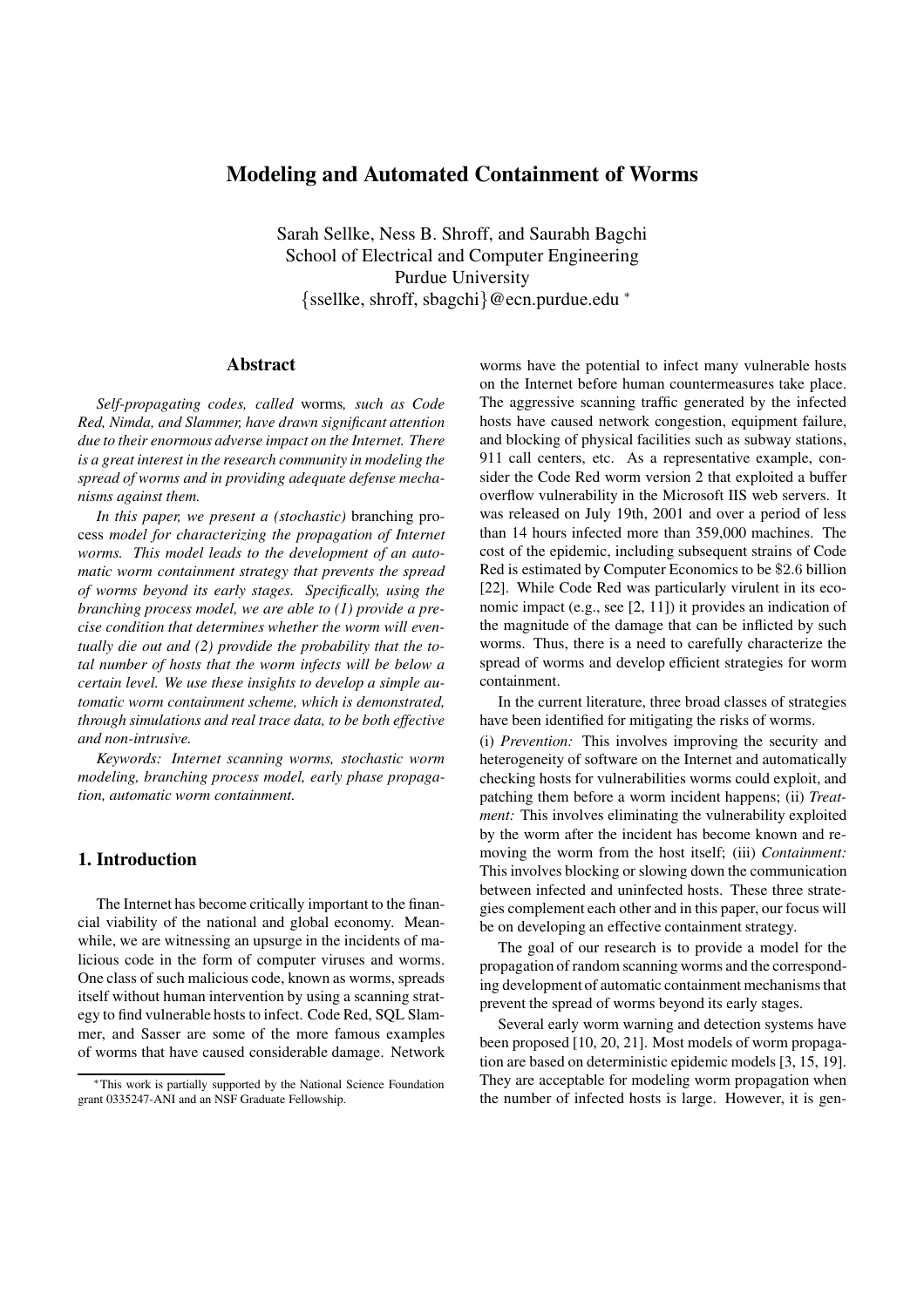# Modeling and Automated Containment of Worms

Sarah Sellke, Ness B. Shroff, and Saurabh Bagchi
School of Electrical and Computer Engineering
Purdue University
{ssellke, shroff, sbagchi}@ecn.purdue.edu [*]

## Abstract

*Self-propagating codes, called* worms*, such as Code Red, Nimda, and Slammer, have drawn significant attention due to their enormous adverse impact on the Internet. There is a great interest in the research community in modeling the spread of worms and in providing adequate defense mechanisms against them.*

*In this paper, we present a (stochastic)* branching process *model for characterizing the propagation of Internet worms. This model leads to the development of an automatic worm containment strategy that prevents the spread of worms beyond its early stages. Specifically, using the branching process model, we are able to (1) provide a precise condition that determines whether the worm will eventually die out and (2) provdide the probability that the total number of hosts that the worm infects will be below a certain level. We use these insights to develop a simple automatic worm containment scheme, which is demonstrated, through simulations and real trace data, to be both effective and non-intrusive.*

*Keywords: Internet scanning worms, stochastic worm modeling, branching process model, early phase propagation, automatic worm containment.*

## 1. Introduction

The Internet has become critically important to the financial viability of the national and global economy. Meanwhile, we are witnessing an upsurge in the incidents of malicious code in the form of computer viruses and worms. One class of such malicious code, known as worms, spreads itself without human intervention by using a scanning strategy to find vulnerable hosts to infect. Code Red, SQL Slammer, and Sasser are some of the more famous examples of worms that have caused considerable damage. Network worms have the potential to infect many vulnerable hosts on the Internet before human countermeasures take place. The aggressive scanning traffic generated by the infected hosts have caused network congestion, equipment failure, and blocking of physical facilities such as subway stations, 911 call centers, etc. As a representative example, consider the Code Red worm version 2 that exploited a buffer overflow vulnerability in the Microsoft IIS web servers. It was released on July 19th, 2001 and over a period of less than 14 hours infected more than 359,000 machines. The cost of the epidemic, including subsequent strains of Code Red is estimated by Computer Economics to be $2.6 billion [22]. While Code Red was particularly virulent in its economic impact (e.g., see [2, 11]) it provides an indication of the magnitude of the damage that can be inflicted by such worms. Thus, there is a need to carefully characterize the spread of worms and develop efficient strategies for worm containment.

In the current literature, three broad classes of strategies have been identified for mitigating the risks of worms.

(i) *Prevention:* This involves improving the security and heterogeneity of software on the Internet and automatically checking hosts for vulnerabilities worms could exploit, and patching them before a worm incident happens; (ii) *Treatment:* This involves eliminating the vulnerability exploited by the worm after the incident has become known and removing the worm from the host itself; (iii) *Containment:* This involves blocking or slowing down the communication between infected and uninfected hosts. These three strategies complement each other and in this paper, our focus will be on developing an effective containment strategy.

The goal of our research is to provide a model for the propagation of random scanning worms and the corresponding development of automatic containment mechanisms that prevent the spread of worms beyond its early stages.

Several early worm warning and detection systems have been proposed [10, 20, 21]. Most models of worm propagation are based on deterministic epidemic models [3, 15, 19]. They are acceptable for modeling worm propagation when the number of infected hosts is large. However, it is gen-

[*] This work is partially supported by the National Science Foundation grant 0335247-ANI and an NSF Graduate Fellowship.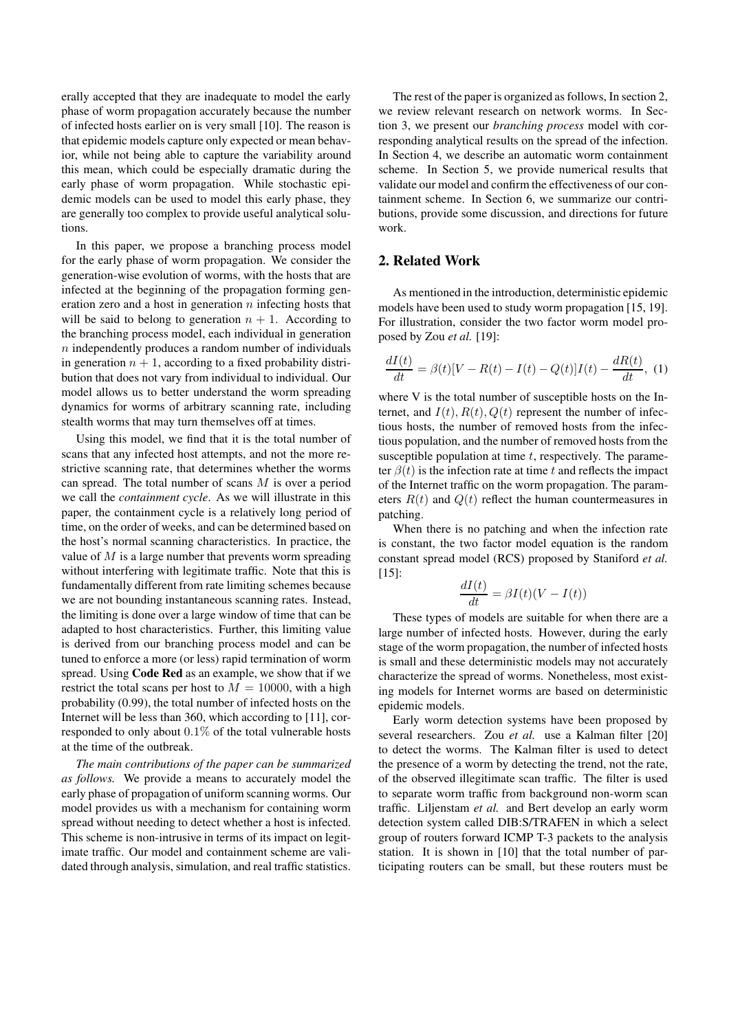erally accepted that they are inadequate to model the early phase of worm propagation accurately because the number of infected hosts earlier on is very small [10]. The reason is that epidemic models capture only expected or mean behavior, while not being able to capture the variability around this mean, which could be especially dramatic during the early phase of worm propagation. While stochastic epidemic models can be used to model this early phase, they are generally too complex to provide useful analytical solutions.

In this paper, we propose a branching process model for the early phase of worm propagation. We consider the generation-wise evolution of worms, with the hosts that are infected at the beginning of the propagation forming generation zero and a host in generation $n$ infecting hosts that will be said to belong to generation $n+1$. According to the branching process model, each individual in generation $n$ independently produces a random number of individuals in generation $n+1$, according to a fixed probability distribution that does not vary from individual to individual. Our model allows us to better understand the worm spreading dynamics for worms of arbitrary scanning rate, including stealth worms that may turn themselves off at times.

Using this model, we find that it is the total number of scans that any infected host attempts, and not the more restrictive scanning rate, that determines whether the worms can spread. The total number of scans $M$ is over a period we call the *containment cycle*. As we will illustrate in this paper, the containment cycle is a relatively long period of time, on the order of weeks, and can be determined based on the host's normal scanning characteristics. In practice, the value of $M$ is a large number that prevents worm spreading without interfering with legitimate traffic. Note that this is fundamentally different from rate limiting schemes because we are not bounding instantaneous scanning rates. Instead, the limiting is done over a large window of time that can be adapted to host characteristics. Further, this limiting value is derived from our branching process model and can be tuned to enforce a more (or less) rapid termination of worm spread. Using **Code Red** as an example, we show that if we restrict the total scans per host to $M = 10000$, with a high probability (0.99), the total number of infected hosts on the Internet will be less than 360, which according to [11], corresponded to only about $0.1\%$ of the total vulnerable hosts at the time of the outbreak.

*The main contributions of the paper can be summarized as follows.* We provide a means to accurately model the early phase of propagation of uniform scanning worms. Our model provides us with a mechanism for containing worm spread without needing to detect whether a host is infected. This scheme is non-intrusive in terms of its impact on legitimate traffic. Our model and containment scheme are validated through analysis, simulation, and real traffic statistics.

The rest of the paper is organized as follows, In section 2, we review relevant research on network worms. In Section 3, we present our *branching process* model with corresponding analytical results on the spread of the infection. In Section 4, we describe an automatic worm containment scheme. In Section 5, we provide numerical results that validate our model and confirm the effectiveness of our containment scheme. In Section 6, we summarize our contributions, provide some discussion, and directions for future work.

## 2. Related Work

As mentioned in the introduction, deterministic epidemic models have been used to study worm propagation [15, 19]. For illustration, consider the two factor worm model proposed by Zou *et al.* [19]:

$$\frac{dI(t)}{dt} = \beta(t)[V - R(t) - I(t) - Q(t)]I(t) - \frac{dR(t)}{dt}, \quad (1)$$

where V is the total number of susceptible hosts on the Internet, and $I(t), R(t), Q(t)$ represent the number of infectious hosts, the number of removed hosts from the infectious population, and the number of removed hosts from the susceptible population at time $t$, respectively. The parameter $\beta(t)$ is the infection rate at time $t$ and reflects the impact of the Internet traffic on the worm propagation. The parameters $R(t)$ and $Q(t)$ reflect the human countermeasures in patching.

When there is no patching and when the infection rate is constant, the two factor model equation is the random constant spread model (RCS) proposed by Staniford *et al.* [15]:

$$\frac{dI(t)}{dt} = \beta I(t)(V - I(t))$$

These types of models are suitable for when there are a large number of infected hosts. However, during the early stage of the worm propagation, the number of infected hosts is small and these deterministic models may not accurately characterize the spread of worms. Nonetheless, most existing models for Internet worms are based on deterministic epidemic models.

Early worm detection systems have been proposed by several researchers. Zou *et al.* use a Kalman filter [20] to detect the worms. The Kalman filter is used to detect the presence of a worm by detecting the trend, not the rate, of the observed illegitimate scan traffic. The filter is used to separate worm traffic from background non-worm scan traffic. Liljenstam *et al.* and Bert develop an early worm detection system called DIB:S/TRAFEN in which a select group of routers forward ICMP T-3 packets to the analysis station. It is shown in [10] that the total number of participating routers can be small, but these routers must be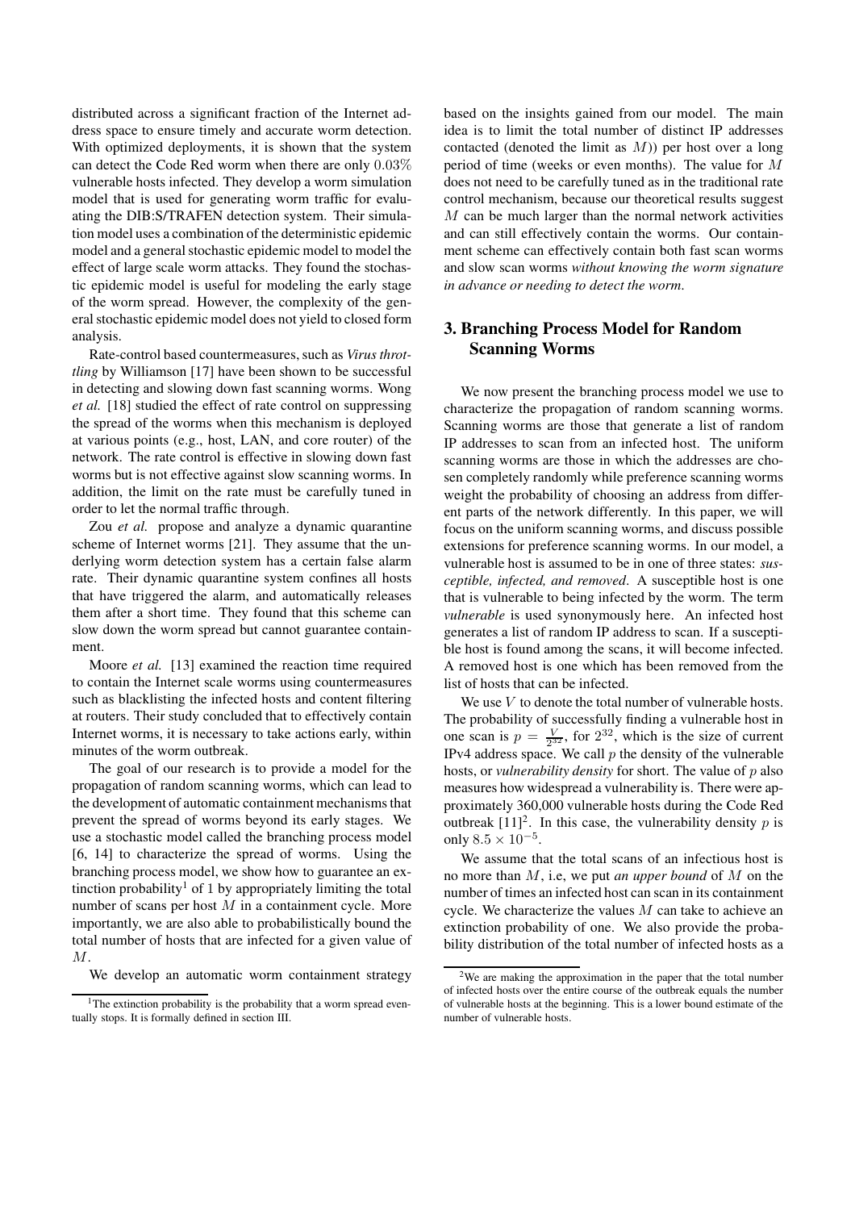distributed across a significant fraction of the Internet address space to ensure timely and accurate worm detection. With optimized deployments, it is shown that the system can detect the Code Red worm when there are only $0.03\%$ vulnerable hosts infected. They develop a worm simulation model that is used for generating worm traffic for evaluating the DIB:S/TRAFEN detection system. Their simulation model uses a combination of the deterministic epidemic model and a general stochastic epidemic model to model the effect of large scale worm attacks. They found the stochastic epidemic model is useful for modeling the early stage of the worm spread. However, the complexity of the general stochastic epidemic model does not yield to closed form analysis.

Rate-control based countermeasures, such as *Virus throttling* by Williamson [17] have been shown to be successful in detecting and slowing down fast scanning worms. Wong *et al.* [18] studied the effect of rate control on suppressing the spread of the worms when this mechanism is deployed at various points (e.g., host, LAN, and core router) of the network. The rate control is effective in slowing down fast worms but is not effective against slow scanning worms. In addition, the limit on the rate must be carefully tuned in order to let the normal traffic through.

Zou *et al.* propose and analyze a dynamic quarantine scheme of Internet worms [21]. They assume that the underlying worm detection system has a certain false alarm rate. Their dynamic quarantine system confines all hosts that have triggered the alarm, and automatically releases them after a short time. They found that this scheme can slow down the worm spread but cannot guarantee containment.

Moore *et al.* [13] examined the reaction time required to contain the Internet scale worms using countermeasures such as blacklisting the infected hosts and content filtering at routers. Their study concluded that to effectively contain Internet worms, it is necessary to take actions early, within minutes of the worm outbreak.

The goal of our research is to provide a model for the propagation of random scanning worms, which can lead to the development of automatic containment mechanisms that prevent the spread of worms beyond its early stages. We use a stochastic model called the branching process model [6, 14] to characterize the spread of worms. Using the branching process model, we show how to guarantee an extinction probability[1] of 1 by appropriately limiting the total number of scans per host $M$ in a containment cycle. More importantly, we are also able to probabilistically bound the total number of hosts that are infected for a given value of $M$.

We develop an automatic worm containment strategy based on the insights gained from our model. The main idea is to limit the total number of distinct IP addresses contacted (denoted the limit as $M$)) per host over a long period of time (weeks or even months). The value for $M$ does not need to be carefully tuned as in the traditional rate control mechanism, because our theoretical results suggest $M$ can be much larger than the normal network activities and can still effectively contain the worms. Our containment scheme can effectively contain both fast scan worms and slow scan worms *without knowing the worm signature in advance or needing to detect the worm.*

## 3. Branching Process Model for Random Scanning Worms

We now present the branching process model we use to characterize the propagation of random scanning worms. Scanning worms are those that generate a list of random IP addresses to scan from an infected host. The uniform scanning worms are those in which the addresses are chosen completely randomly while preference scanning worms weight the probability of choosing an address from different parts of the network differently. In this paper, we will focus on the uniform scanning worms, and discuss possible extensions for preference scanning worms. In our model, a vulnerable host is assumed to be in one of three states: *susceptible, infected, and removed*. A susceptible host is one that is vulnerable to being infected by the worm. The term *vulnerable* is used synonymously here. An infected host generates a list of random IP address to scan. If a susceptible host is found among the scans, it will become infected. A removed host is one which has been removed from the list of hosts that can be infected.

We use $V$ to denote the total number of vulnerable hosts. The probability of successfully finding a vulnerable host in one scan is $p = \frac{V}{2^{32}}$, for $2^{32}$, which is the size of current IPv4 address space. We call $p$ the density of the vulnerable hosts, or *vulnerability density* for short. The value of $p$ also measures how widespread a vulnerability is. There were approximately 360,000 vulnerable hosts during the Code Red outbreak [11][2]. In this case, the vulnerability density $p$ is only $8.5 \times 10^{-5}$.

We assume that the total scans of an infectious host is no more than $M$, i.e, we put *an upper bound* of $M$ on the number of times an infected host can scan in its containment cycle. We characterize the values $M$ can take to achieve an extinction probability of one. We also provide the probability distribution of the total number of infected hosts as a

[1] The extinction probability is the probability that a worm spread eventually stops. It is formally defined in section III.

[2] We are making the approximation in the paper that the total number of infected hosts over the entire course of the outbreak equals the number of vulnerable hosts at the beginning. This is a lower bound estimate of the number of vulnerable hosts.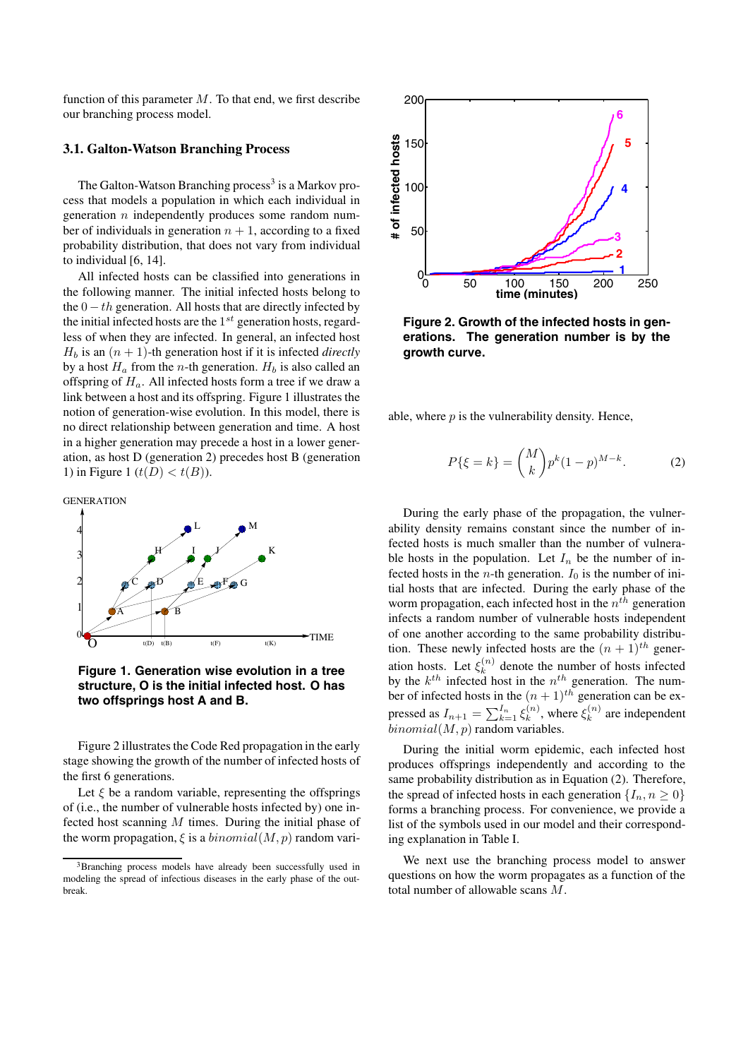function of this parameter $M$. To that end, we first describe our branching process model.

### 3.1. Galton-Watson Branching Process

The Galton-Watson Branching process[3] is a Markov process that models a population in which each individual in generation $n$ independently produces some random number of individuals in generation $n+1$, according to a fixed probability distribution, that does not vary from individual to individual [6, 14].

All infected hosts can be classified into generations in the following manner. The initial infected hosts belong to the $0-th$ generation. All hosts that are directly infected by the initial infected hosts are the $1^{st}$ generation hosts, regardless of when they are infected. In general, an infected host $H_b$ is an $(n+1)$-th generation host if it is infected *directly* by a host $H_a$ from the $n$-th generation. $H_b$ is also called an offspring of $H_a$. All infected hosts form a tree if we draw a link between a host and its offspring. Figure 1 illustrates the notion of generation-wise evolution. In this model, there is no direct relationship between generation and time. A host in a higher generation may precede a host in a lower generation, as host D (generation 2) precedes host B (generation 1) in Figure 1 ($t(D) < t(B)$).

**Figure 1. Generation wise evolution in a tree structure, O is the initial infected host. O has two offsprings host A and B.**

Figure 2 illustrates the Code Red propagation in the early stage showing the growth of the number of infected hosts of the first 6 generations.

Let $\xi$ be a random variable, representing the offsprings of (i.e., the number of vulnerable hosts infected by) one infected host scanning $M$ times. During the initial phase of the worm propagation, $\xi$ is a $binomial(M, p)$ random variable, where $p$ is the vulnerability density. Hence,

$$P\{\xi = k\} = \binom{M}{k} p^k (1-p)^{M-k}. \tag{2}$$

**Figure 2. Growth of the infected hosts in generations. The generation number is by the growth curve.**

During the early phase of the propagation, the vulnerability density remains constant since the number of infected hosts is much smaller than the number of vulnerable hosts in the population. Let $I_n$ be the number of infected hosts in the $n$-th generation. $I_0$ is the number of initial hosts that are infected. During the early phase of the worm propagation, each infected host in the $n^{th}$ generation infects a random number of vulnerable hosts independent of one another according to the same probability distribution. These newly infected hosts are the $(n+1)^{th}$ generation hosts. Let $\xi_k^{(n)}$ denote the number of hosts infected by the $k^{th}$ infected host in the $n^{th}$ generation. The number of infected hosts in the $(n+1)^{th}$ generation can be expressed as $I_{n+1} = \sum_{k=1}^{I_n} \xi_k^{(n)}$, where $\xi_k^{(n)}$ are independent $binomial(M, p)$ random variables.

During the initial worm epidemic, each infected host produces offsprings independently and according to the same probability distribution as in Equation (2). Therefore, the spread of infected hosts in each generation $\{I_n, n \geq 0\}$ forms a branching process. For convenience, we provide a list of the symbols used in our model and their corresponding explanation in Table I.

We next use the branching process model to answer questions on how the worm propagates as a function of the total number of allowable scans $M$.

[3] Branching process models have already been successfully used in modeling the spread of infectious diseases in the early phase of the outbreak.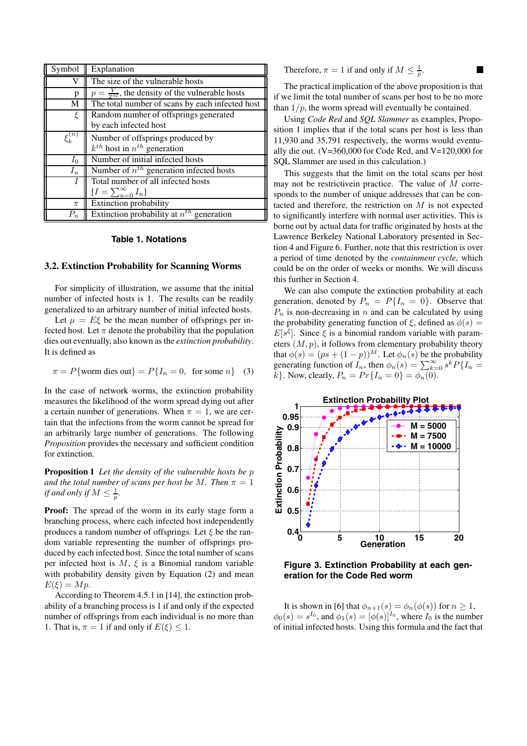| Symbol | Explanation |
|---|---|
| V | The size of the vulnerable hosts |
| p | $p = \frac{V}{2^{32}}$, the density of the vulnerable hosts |
| M | The total number of scans by each infected host |
| $\xi$ | Random number of offsprings generated by each infected host |
| $\xi_k^{(n)}$ | Number of offsprings produced by $k^{th}$ host in $n^{th}$ generation |
| $I_0$ | Number of initial infected hosts |
| $I_n$ | Number of $n^{th}$ generation infected hosts |
| $I$ | Total number of all infected hosts $[I = \sum_{n=0}^{\infty} I_n]$ |
| $\pi$ | Extinction probability |
| $P_n$ | Extinction probability at $n^{th}$ generation |

**Table 1. Notations**

### 3.2. Extinction Probability for Scanning Worms

For simplicity of illustration, we assume that the initial number of infected hosts is 1. The results can be readily generalized to an arbitrary number of initial infected hosts.

Let $\mu = E\xi$ be the mean number of offsprings per infected host. Let $\pi$ denote the probability that the population dies out eventually, also known as the *extinction probability*. It is defined as

$$\pi = P\{\text{worm dies out}\} = P\{I_n = 0, \text{ for some } n\} \quad (3)$$

In the case of network worms, the extinction probability measures the likelihood of the worm spread dying out after a certain number of generations. When $\pi = 1$, we are certain that the infections from the worm cannot be spread for an arbitrarily large number of generations. The following *Proposition* provides the necessary and sufficient condition for extinction.

**Proposition 1** *Let the density of the vulnerable hosts be $p$ and the total number of scans per host be $M$. Then $\pi = 1$ if and only if $M \le \frac{1}{p}$.*

**Proof:** The spread of the worm in its early stage form a branching process, where each infected host independently produces a random number of offsprings. Let $\xi$ be the random variable representing the number of offsprings produced by each infected host. Since the total number of scans per infected host is $M$, $\xi$ is a Binomial random variable with probability density given by Equation (2) and mean $E(\xi) = Mp$.

According to Theorem 4.5.1 in [14], the extinction probability of a branching process is 1 if and only if the expected number of offsprings from each individual is no more than 1. That is, $\pi = 1$ if and only if $E(\xi) \le 1$.

Therefore, $\pi = 1$ if and only if $M \le \frac{1}{p}$. ■

The practical implication of the above proposition is that if we limit the total number of scans per host to be no more than $1/p$, the worm spread will eventually be contained.

Using *Code Red* and *SQL Slammer* as examples, Proposition 1 implies that if the total scans per host is less than 11,930 and 35,791 respectively, the worms would eventually die out. (V=360,000 for Code Red, and V=120,000 for SQL Slammer are used in this calculation.)

This suggests that the limit on the total scans per host may not be restrictivein practice. The value of $M$ corresponds to the number of unique addresses that can be contacted and therefore, the restriction on $M$ is not expected to significantly interfere with normal user activities. This is borne out by actual data for traffic originated by hosts at the Lawrence Berkeley National Laboratory presented in Section 4 and Figure 6. Further, note that this restriction is over a period of time denoted by the *containment cycle*, which could be on the order of weeks or months. We will discuss this further in Section 4.

We can also compute the extinction probability at each generation, denoted by $P_n = P\{I_n = 0\}$. Observe that $P_n$ is non-decreasing in $n$ and can be calculated by using the probability generating function of $\xi$, defined as $\phi(s) = E[s^{\xi}]$. Since $\xi$ is a binomial random variable with parameters $(M, p)$, it follows from elementary probability theory that $\phi(s) = (ps + (1-p))^M$. Let $\phi_n(s)$ be the probability generating function of $I_n$, then $\phi_n(s) = \sum_{k=0}^{\infty} s^k P\{I_n = k\}$. Now, clearly, $P_n = Pr\{I_n = 0\} = \phi_n(0)$.

**Figure 3. Extinction Probability at each generation for the Code Red worm**

It is shown in [6] that $\phi_{n+1}(s) = \phi_n(\phi(s))$ for $n \ge 1$, $\phi_0(s) = s^{I_0}$, and $\phi_1(s) = [\phi(s)]^{I_0}$, where $I_0$ is the number of initial infected hosts. Using this formula and the fact that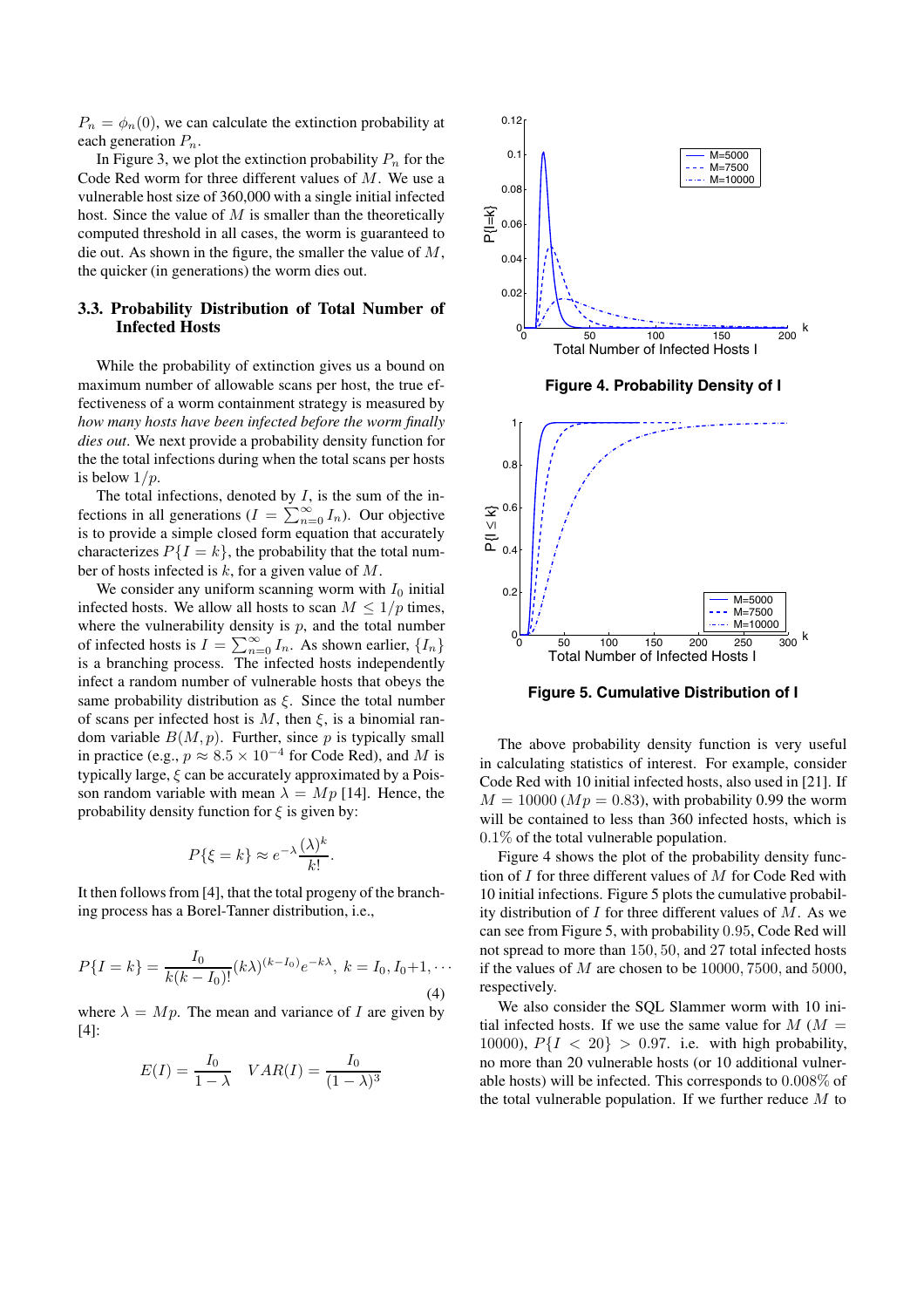$P_n = \phi_n(0)$, we can calculate the extinction probability at each generation $P_n$.

In Figure 3, we plot the extinction probability $P_n$ for the Code Red worm for three different values of $M$. We use a vulnerable host size of 360,000 with a single initial infected host. Since the value of $M$ is smaller than the theoretically computed threshold in all cases, the worm is guaranteed to die out. As shown in the figure, the smaller the value of $M$, the quicker (in generations) the worm dies out.

### 3.3. Probability Distribution of Total Number of Infected Hosts

While the probability of extinction gives us a bound on maximum number of allowable scans per host, the true effectiveness of a worm containment strategy is measured by *how many hosts have been infected before the worm finally dies out*. We next provide a probability density function for the the total infections during when the total scans per hosts is below $1/p$.

The total infections, denoted by $I$, is the sum of the infections in all generations ($I = \sum_{n=0}^{\infty} I_n$). Our objective is to provide a simple closed form equation that accurately characterizes $P\{I = k\}$, the probability that the total number of hosts infected is $k$, for a given value of $M$.

We consider any uniform scanning worm with $I_0$ initial infected hosts. We allow all hosts to scan $M \leq 1/p$ times, where the vulnerability density is $p$, and the total number of infected hosts is $I = \sum_{n=0}^{\infty} I_n$. As shown earlier, $\{I_n\}$ is a branching process. The infected hosts independently infect a random number of vulnerable hosts that obeys the same probability distribution as $\xi$. Since the total number of scans per infected host is $M$, then $\xi$, is a binomial random variable $B(M, p)$. Further, since $p$ is typically small in practice (e.g., $p \approx 8.5 \times 10^{-4}$ for Code Red), and $M$ is typically large, $\xi$ can be accurately approximated by a Poisson random variable with mean $\lambda = Mp$ [14]. Hence, the probability density function for $\xi$ is given by:

$$P\{\xi = k\} \approx e^{-\lambda} \frac{(\lambda)^k}{k!}.$$

It then follows from [4], that the total progeny of the branching process has a Borel-Tanner distribution, i.e.,

$$P\{I = k\} = \frac{I_0}{k(k - I_0)!}(k\lambda)^{(k-I_0)} e^{-k\lambda}, \ k = I_0, I_0{+}1, \cdots \tag{4}$$

where $\lambda = Mp$. The mean and variance of $I$ are given by [4]:

$$E(I) = \frac{I_0}{1 - \lambda} \quad VAR(I) = \frac{I_0}{(1 - \lambda)^3}$$

**Figure 4. Probability Density of I**

**Figure 5. Cumulative Distribution of I**

The above probability density function is very useful in calculating statistics of interest. For example, consider Code Red with 10 initial infected hosts, also used in [21]. If $M = 10000$ ($Mp = 0.83$), with probability 0.99 the worm will be contained to less than 360 infected hosts, which is $0.1\%$ of the total vulnerable population.

Figure 4 shows the plot of the probability density function of $I$ for three different values of $M$ for Code Red with 10 initial infections. Figure 5 plots the cumulative probability distribution of $I$ for three different values of $M$. As we can see from Figure 5, with probability 0.95, Code Red will not spread to more than 150, 50, and 27 total infected hosts if the values of $M$ are chosen to be 10000, 7500, and 5000, respectively.

We also consider the SQL Slammer worm with 10 initial infected hosts. If we use the same value for $M$ ($M = 10000$), $P\{I < 20\} > 0.97$. i.e. with high probability, no more than 20 vulnerable hosts (or 10 additional vulnerable hosts) will be infected. This corresponds to $0.008\%$ of the total vulnerable population. If we further reduce $M$ to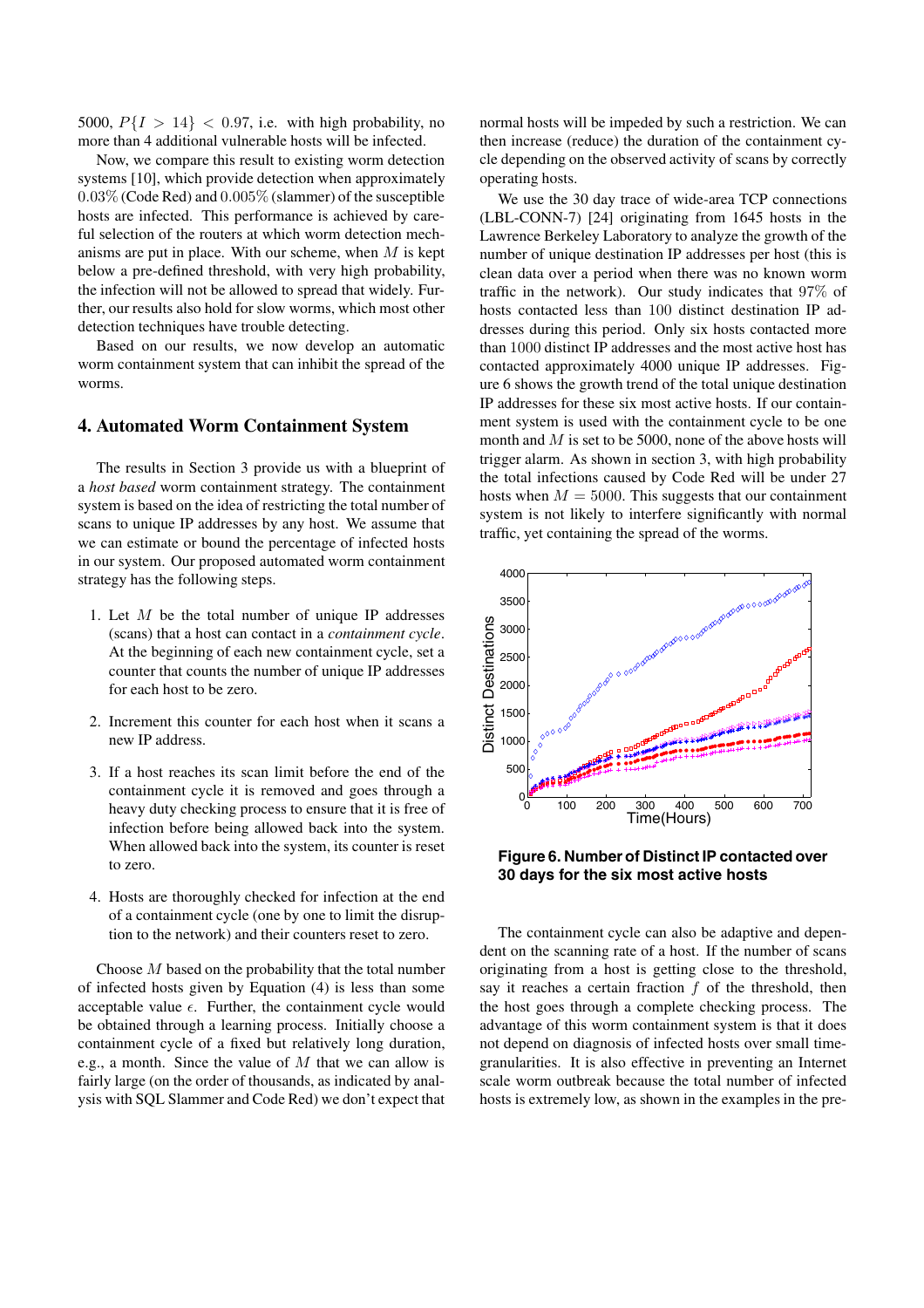5000, $P\{I > 14\} < 0.97$, i.e. with high probability, no more than 4 additional vulnerable hosts will be infected.

Now, we compare this result to existing worm detection systems [10], which provide detection when approximately $0.03\%$ (Code Red) and $0.005\%$ (slammer) of the susceptible hosts are infected. This performance is achieved by careful selection of the routers at which worm detection mechanisms are put in place. With our scheme, when $M$ is kept below a pre-defined threshold, with very high probability, the infection will not be allowed to spread that widely. Further, our results also hold for slow worms, which most other detection techniques have trouble detecting.

Based on our results, we now develop an automatic worm containment system that can inhibit the spread of the worms.

## 4. Automated Worm Containment System

The results in Section 3 provide us with a blueprint of a *host based* worm containment strategy. The containment system is based on the idea of restricting the total number of scans to unique IP addresses by any host. We assume that we can estimate or bound the percentage of infected hosts in our system. Our proposed automated worm containment strategy has the following steps.

1. Let $M$ be the total number of unique IP addresses (scans) that a host can contact in a *containment cycle*. At the beginning of each new containment cycle, set a counter that counts the number of unique IP addresses for each host to be zero.

2. Increment this counter for each host when it scans a new IP address.

3. If a host reaches its scan limit before the end of the containment cycle it is removed and goes through a heavy duty checking process to ensure that it is free of infection before being allowed back into the system. When allowed back into the system, its counter is reset to zero.

4. Hosts are thoroughly checked for infection at the end of a containment cycle (one by one to limit the disruption to the network) and their counters reset to zero.

Choose $M$ based on the probability that the total number of infected hosts given by Equation (4) is less than some acceptable value $\epsilon$. Further, the containment cycle would be obtained through a learning process. Initially choose a containment cycle of a fixed but relatively long duration, e.g., a month. Since the value of $M$ that we can allow is fairly large (on the order of thousands, as indicated by analysis with SQL Slammer and Code Red) we don't expect that normal hosts will be impeded by such a restriction. We can then increase (reduce) the duration of the containment cycle depending on the observed activity of scans by correctly operating hosts.

We use the 30 day trace of wide-area TCP connections (LBL-CONN-7) [24] originating from 1645 hosts in the Lawrence Berkeley Laboratory to analyze the growth of the number of unique destination IP addresses per host (this is clean data over a period when there was no known worm traffic in the network). Our study indicates that $97\%$ of hosts contacted less than 100 distinct destination IP addresses during this period. Only six hosts contacted more than 1000 distinct IP addresses and the most active host has contacted approximately 4000 unique IP addresses. Figure 6 shows the growth trend of the total unique destination IP addresses for these six most active hosts. If our containment system is used with the containment cycle to be one month and $M$ is set to be 5000, none of the above hosts will trigger alarm. As shown in section 3, with high probability the total infections caused by Code Red will be under 27 hosts when $M = 5000$. This suggests that our containment system is not likely to interfere significantly with normal traffic, yet containing the spread of the worms.

**Figure 6. Number of Distinct IP contacted over 30 days for the six most active hosts**

The containment cycle can also be adaptive and dependent on the scanning rate of a host. If the number of scans originating from a host is getting close to the threshold, say it reaches a certain fraction $f$ of the threshold, then the host goes through a complete checking process. The advantage of this worm containment system is that it does not depend on diagnosis of infected hosts over small time-granularities. It is also effective in preventing an Internet scale worm outbreak because the total number of infected hosts is extremely low, as shown in the examples in the pre-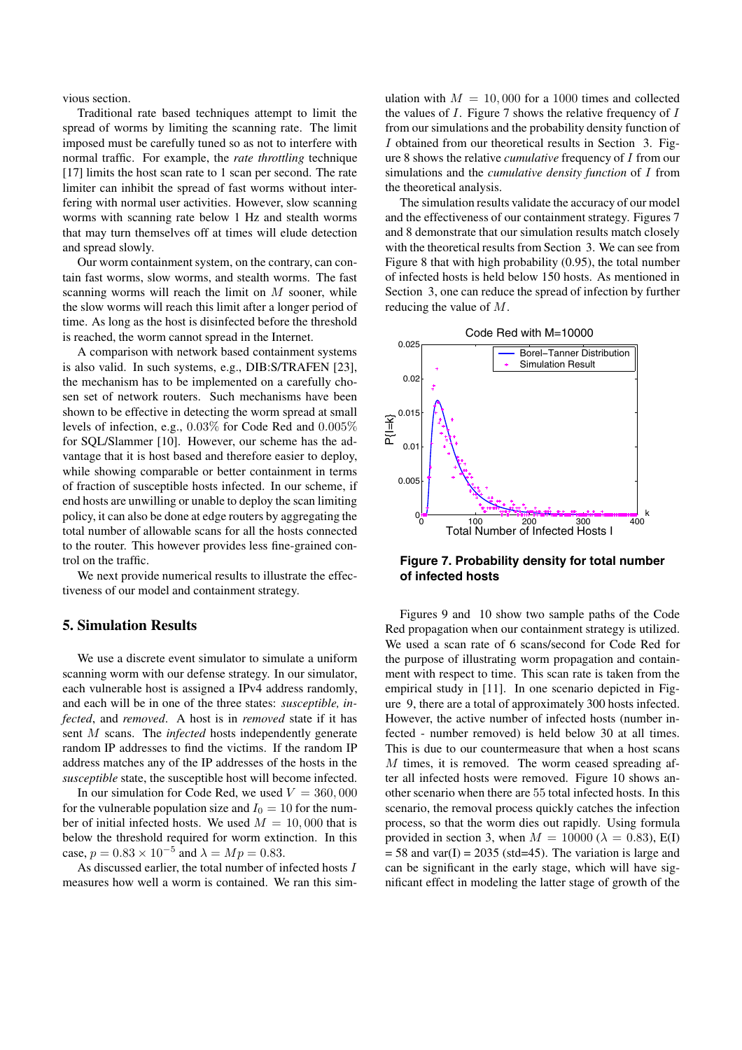vious section.

Traditional rate based techniques attempt to limit the spread of worms by limiting the scanning rate. The limit imposed must be carefully tuned so as not to interfere with normal traffic. For example, the *rate throttling* technique [17] limits the host scan rate to 1 scan per second. The rate limiter can inhibit the spread of fast worms without interfering with normal user activities. However, slow scanning worms with scanning rate below 1 Hz and stealth worms that may turn themselves off at times will elude detection and spread slowly.

Our worm containment system, on the contrary, can contain fast worms, slow worms, and stealth worms. The fast scanning worms will reach the limit on $M$ sooner, while the slow worms will reach this limit after a longer period of time. As long as the host is disinfected before the threshold is reached, the worm cannot spread in the Internet.

A comparison with network based containment systems is also valid. In such systems, e.g., DIB:S/TRAFEN [23], the mechanism has to be implemented on a carefully chosen set of network routers. Such mechanisms have been shown to be effective in detecting the worm spread at small levels of infection, e.g., $0.03\%$ for Code Red and $0.005\%$ for SQL/Slammer [10]. However, our scheme has the advantage that it is host based and therefore easier to deploy, while showing comparable or better containment in terms of fraction of susceptible hosts infected. In our scheme, if end hosts are unwilling or unable to deploy the scan limiting policy, it can also be done at edge routers by aggregating the total number of allowable scans for all the hosts connected to the router. This however provides less fine-grained control on the traffic.

We next provide numerical results to illustrate the effectiveness of our model and containment strategy.

## 5. Simulation Results

We use a discrete event simulator to simulate a uniform scanning worm with our defense strategy. In our simulator, each vulnerable host is assigned a IPv4 address randomly, and each will be in one of the three states: *susceptible, infected*, and *removed*. A host is in *removed* state if it has sent $M$ scans. The *infected* hosts independently generate random IP addresses to find the victims. If the random IP address matches any of the IP addresses of the hosts in the *susceptible* state, the susceptible host will become infected.

In our simulation for Code Red, we used $V = 360,000$ for the vulnerable population size and $I_0 = 10$ for the number of initial infected hosts. We used $M = 10,000$ that is below the threshold required for worm extinction. In this case, $p = 0.83 \times 10^{-5}$ and $\lambda = Mp = 0.83$.

As discussed earlier, the total number of infected hosts $I$ measures how well a worm is contained. We ran this simulation with $M = 10,000$ for a 1000 times and collected the values of $I$. Figure 7 shows the relative frequency of $I$ from our simulations and the probability density function of $I$ obtained from our theoretical results in Section 3. Figure 8 shows the relative *cumulative* frequency of $I$ from our simulations and the *cumulative density function* of $I$ from the theoretical analysis.

The simulation results validate the accuracy of our model and the effectiveness of our containment strategy. Figures 7 and 8 demonstrate that our simulation results match closely with the theoretical results from Section 3. We can see from Figure 8 that with high probability (0.95), the total number of infected hosts is held below 150 hosts. As mentioned in Section 3, one can reduce the spread of infection by further reducing the value of $M$.

**Figure 7. Probability density for total number of infected hosts**

Figures 9 and 10 show two sample paths of the Code Red propagation when our containment strategy is utilized. We used a scan rate of 6 scans/second for Code Red for the purpose of illustrating worm propagation and containment with respect to time. This scan rate is taken from the empirical study in [11]. In one scenario depicted in Figure 9, there are a total of approximately 300 hosts infected. However, the active number of infected hosts (number infected - number removed) is held below 30 at all times. This is due to our countermeasure that when a host scans $M$ times, it is removed. The worm ceased spreading after all infected hosts were removed. Figure 10 shows another scenario when there are 55 total infected hosts. In this scenario, the removal process quickly catches the infection process, so that the worm dies out rapidly. Using formula provided in section 3, when $M = 10000$ ($\lambda = 0.83$), E(I) = 58 and var(I) = 2035 (std=45). The variation is large and can be significant in the early stage, which will have significant effect in modeling the latter stage of growth of the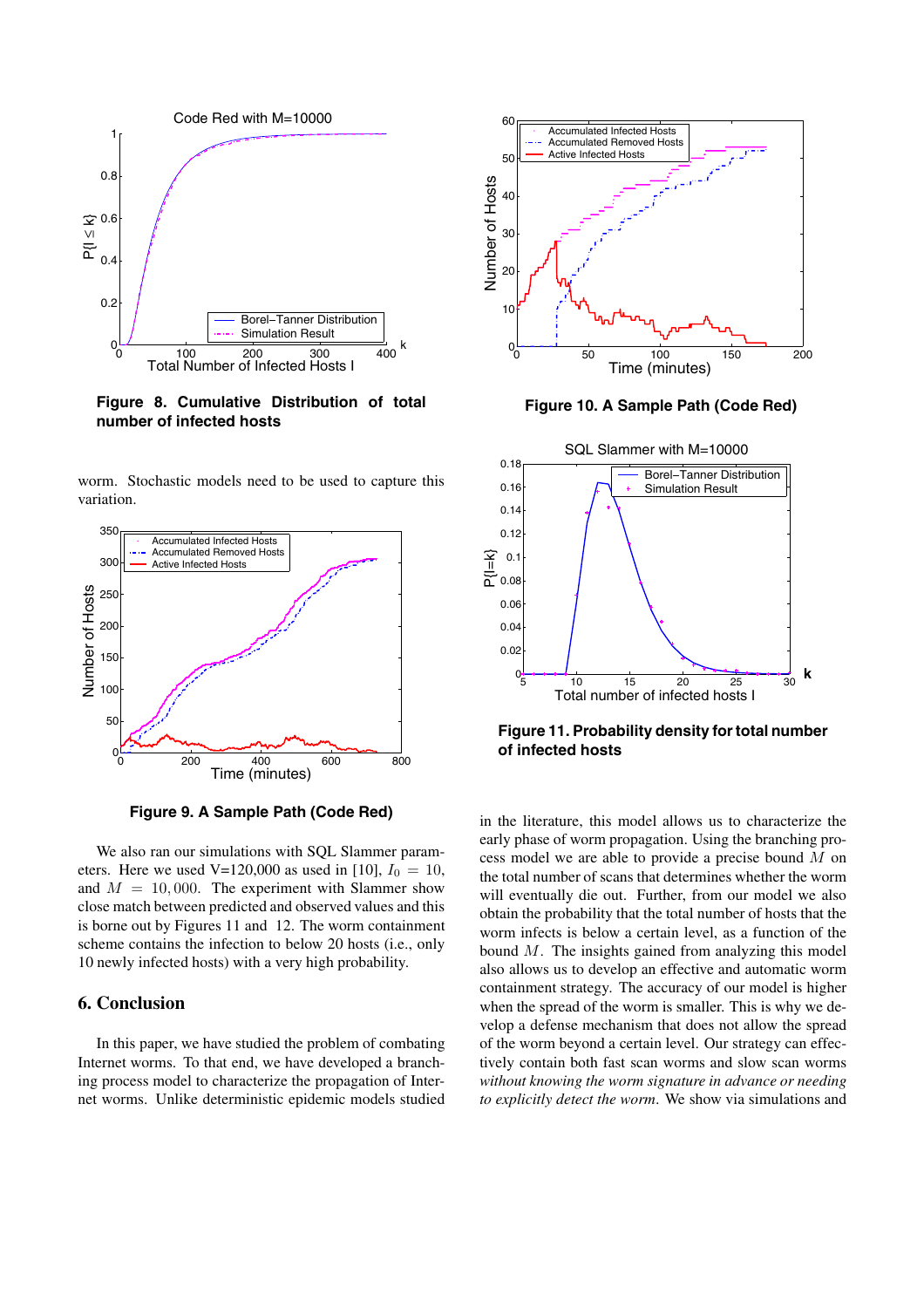**Figure 8. Cumulative Distribution of total number of infected hosts**

worm. Stochastic models need to be used to capture this variation.

**Figure 9. A Sample Path (Code Red)**

We also ran our simulations with SQL Slammer parameters. Here we used V=120,000 as used in [10], $I_0 = 10$, and $M = 10,000$. The experiment with Slammer show close match between predicted and observed values and this is borne out by Figures 11 and 12. The worm containment scheme contains the infection to below 20 hosts (i.e., only 10 newly infected hosts) with a very high probability.

## 6. Conclusion

In this paper, we have studied the problem of combating Internet worms. To that end, we have developed a branching process model to characterize the propagation of Internet worms. Unlike deterministic epidemic models studied in the literature, this model allows us to characterize the early phase of worm propagation. Using the branching process model we are able to provide a precise bound $M$ on the total number of scans that determines whether the worm will eventually die out. Further, from our model we also obtain the probability that the total number of hosts that the worm infects is below a certain level, as a function of the bound $M$. The insights gained from analyzing this model also allows us to develop an effective and automatic worm containment strategy. The accuracy of our model is higher when the spread of the worm is smaller. This is why we develop a defense mechanism that does not allow the spread of the worm beyond a certain level. Our strategy can effectively contain both fast scan worms and slow scan worms *without knowing the worm signature in advance or needing to explicitly detect the worm*. We show via simulations and

**Figure 10. A Sample Path (Code Red)**

**Figure 11. Probability density for total number of infected hosts**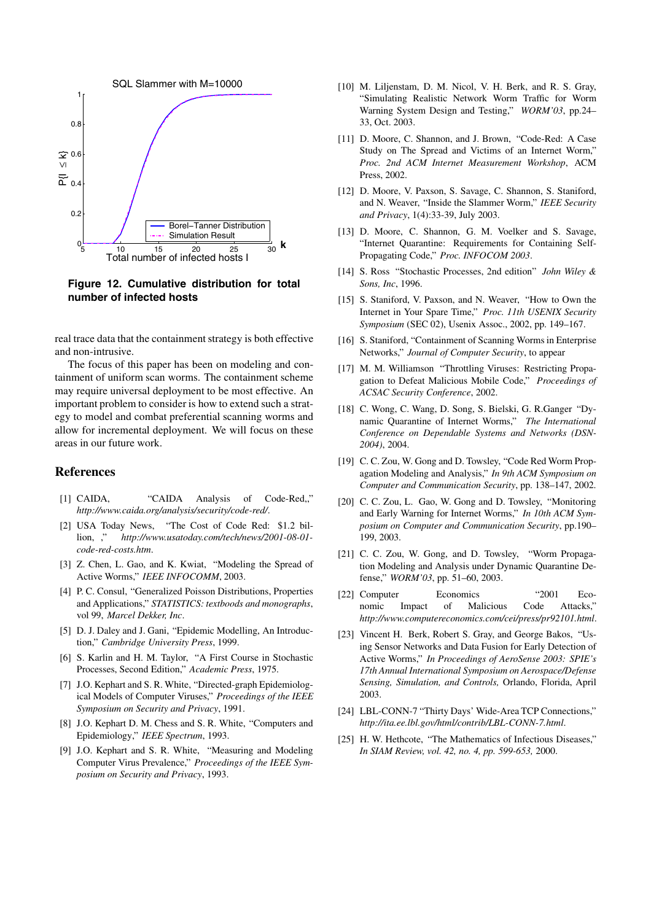SQL Slammer with M=10000

P{I ≤ k}

0
0.2
0.4
0.6
0.8
1

5
10
15
20
25
30
k

Total number of infected hosts I

Borel–Tanner Distribution
Simulation Result

**Figure 12. Cumulative distribution for total number of infected hosts**

real trace data that the containment strategy is both effective and non-intrusive.

The focus of this paper has been on modeling and containment of uniform scan worms. The containment scheme may require universal deployment to be most effective. An important problem to consider is how to extend such a strategy to model and combat preferential scanning worms and allow for incremental deployment. We will focus on these areas in our future work.

## References

[1] CAIDA, "CAIDA Analysis of Code-Red," *http://www.caida.org/analysis/security/code-red/*.

[2] USA Today News, "The Cost of Code Red: $1.2 billion, ," *http://www.usatoday.com/tech/news/2001-08-01-code-red-costs.htm*.

[3] Z. Chen, L. Gao, and K. Kwiat, "Modeling the Spread of Active Worms," *IEEE INFOCOMM*, 2003.

[4] P. C. Consul, "Generalized Poisson Distributions, Properties and Applications," *STATISTICS: textboods and monographs*, vol 99, *Marcel Dekker, Inc*.

[5] D. J. Daley and J. Gani, "Epidemic Modelling, An Introduction," *Cambridge University Press*, 1999.

[6] S. Karlin and H. M. Taylor, "A First Course in Stochastic Processes, Second Edition," *Academic Press*, 1975.

[7] J.O. Kephart and S. R. White, "Directed-graph Epidemiological Models of Computer Viruses," *Proceedings of the IEEE Symposium on Security and Privacy*, 1991.

[8] J.O. Kephart D. M. Chess and S. R. White, "Computers and Epidemiology," *IEEE Spectrum*, 1993.

[9] J.O. Kephart and S. R. White, "Measuring and Modeling Computer Virus Prevalence," *Proceedings of the IEEE Symposium on Security and Privacy*, 1993.

[10] M. Liljenstam, D. M. Nicol, V. H. Berk, and R. S. Gray, "Simulating Realistic Network Worm Traffic for Worm Warning System Design and Testing," *WORM'03*, pp.24–33, Oct. 2003.

[11] D. Moore, C. Shannon, and J. Brown, "Code-Red: A Case Study on The Spread and Victims of an Internet Worm," *Proc. 2nd ACM Internet Measurement Workshop*, ACM Press, 2002.

[12] D. Moore, V. Paxson, S. Savage, C. Shannon, S. Staniford, and N. Weaver, "Inside the Slammer Worm," *IEEE Security and Privacy*, 1(4):33-39, July 2003.

[13] D. Moore, C. Shannon, G. M. Voelker and S. Savage, "Internet Quarantine: Requirements for Containing Self-Propagating Code," *Proc. INFOCOM 2003*.

[14] S. Ross "Stochastic Processes, 2nd edition" *John Wiley & Sons, Inc*, 1996.

[15] S. Staniford, V. Paxson, and N. Weaver, "How to Own the Internet in Your Spare Time," *Proc. 11th USENIX Security Symposium* (SEC 02), Usenix Assoc., 2002, pp. 149–167.

[16] S. Staniford, "Containment of Scanning Worms in Enterprise Networks," *Journal of Computer Security*, to appear

[17] M. M. Williamson "Throttling Viruses: Restricting Propagation to Defeat Malicious Mobile Code," *Proceedings of ACSAC Security Conference*, 2002.

[18] C. Wong, C. Wang, D. Song, S. Bielski, G. R.Ganger "Dynamic Quarantine of Internet Worms," *The International Conference on Dependable Systems and Networks (DSN-2004)*, 2004.

[19] C. C. Zou, W. Gong and D. Towsley, "Code Red Worm Propagation Modeling and Analysis," *In 9th ACM Symposium on Computer and Communication Security*, pp. 138–147, 2002.

[20] C. C. Zou, L. Gao, W. Gong and D. Towsley, "Monitoring and Early Warning for Internet Worms," *In 10th ACM Symposium on Computer and Communication Security*, pp.190–199, 2003.

[21] C. C. Zou, W. Gong, and D. Towsley, "Worm Propagation Modeling and Analysis under Dynamic Quarantine Defense," *WORM'03*, pp. 51–60, 2003.

[22] Computer Economics "2001 Economic Impact of Malicious Code Attacks," *http://www.computereconomics.com/cei/press/pr92101.html*.

[23] Vincent H. Berk, Robert S. Gray, and George Bakos, "Using Sensor Networks and Data Fusion for Early Detection of Active Worms," *In Proceedings of AeroSense 2003: SPIE's 17th Annual International Symposium on Aerospace/Defense Sensing, Simulation, and Controls,* Orlando, Florida, April 2003.

[24] LBL-CONN-7 "Thirty Days' Wide-Area TCP Connections," *http://ita.ee.lbl.gov/html/contrib/LBL-CONN-7.html*.

[25] H. W. Hethcote, "The Mathematics of Infectious Diseases," *In SIAM Review, vol. 42, no. 4, pp. 599-653,* 2000.